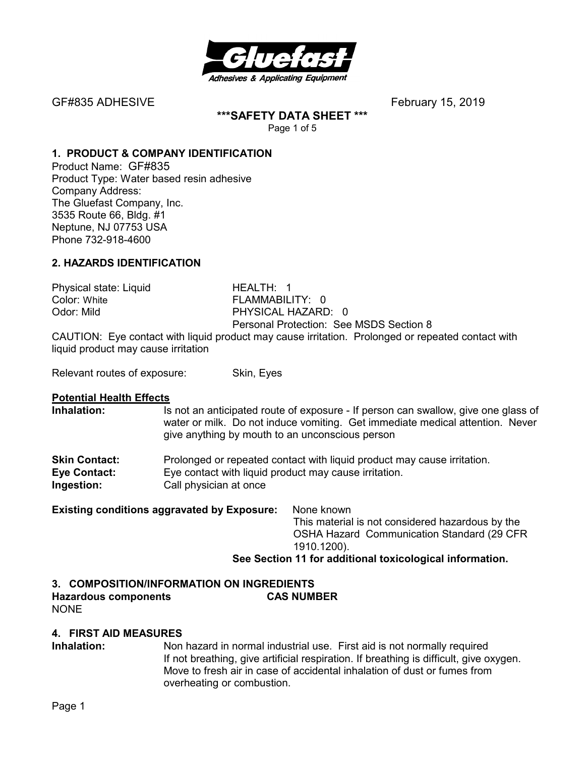GF#835 ADHESIVE February 15, 2019

**\*\*\*SAFETY DATA SHEET \*\*\***

## 1. PRODUCT & COMPANY IDENTIFICATION

Product Name: GF#835
Product Type: Water based resin adhesive
Company Address:
The Gluefast Company, Inc.
3535 Route 66, Bldg. #1
Neptune, NJ 07753 USA
Phone 732-918-4600

## 2. HAZARDS IDENTIFICATION

| | |
|---|---|
| Physical state: Liquid | HEALTH: 1 |
| Color: White | FLAMMABILITY: 0 |
| Odor: Mild | PHYSICAL HAZARD: 0 |
| | Personal Protection: See MSDS Section 8 |

CAUTION: Eye contact with liquid product may cause irritation. Prolonged or repeated contact with liquid product may cause irritation

Relevant routes of exposure: Skin, Eyes

**Potential Health Effects**

**Inhalation:** Is not an anticipated route of exposure - If person can swallow, give one glass of water or milk. Do not induce vomiting. Get immediate medical attention. Never give anything by mouth to an unconscious person

**Skin Contact:** Prolonged or repeated contact with liquid product may cause irritation.
**Eye Contact:** Eye contact with liquid product may cause irritation.
**Ingestion:** Call physician at once

**Existing conditions aggravated by Exposure:** None known
This material is not considered hazardous by the OSHA Hazard Communication Standard (29 CFR 1910.1200).
**See Section 11 for additional toxicological information.**

## 3. COMPOSITION/INFORMATION ON INGREDIENTS

| **Hazardous components** | **CAS NUMBER** |
|---|---|
| NONE | |

## 4. FIRST AID MEASURES

**Inhalation:** Non hazard in normal industrial use. First aid is not normally required
If not breathing, give artificial respiration. If breathing is difficult, give oxygen.
Move to fresh air in case of accidental inhalation of dust or fumes from overheating or combustion.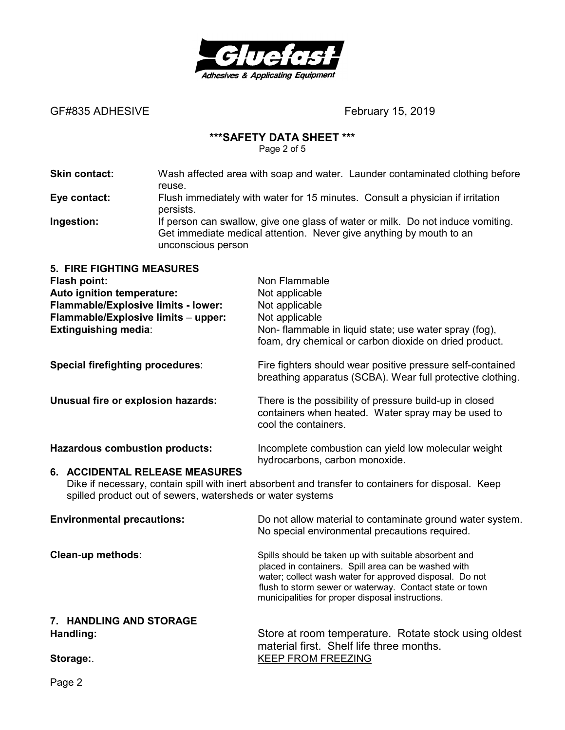GF#835 ADHESIVE February 15, 2019

**\*\*\*SAFETY DATA SHEET \*\*\***

**Skin contact:** Wash affected area with soap and water. Launder contaminated clothing before reuse.

**Eye contact:** Flush immediately with water for 15 minutes. Consult a physician if irritation persists.

**Ingestion:** If person can swallow, give one glass of water or milk. Do not induce vomiting. Get immediate medical attention. Never give anything by mouth to an unconscious person

## 5. FIRE FIGHTING MEASURES

**Flash point:** Non Flammable

**Auto ignition temperature:** Not applicable

**Flammable/Explosive limits - lower:** Not applicable

**Flammable/Explosive limits – upper:** Not applicable

**Extinguishing media**: Non- flammable in liquid state; use water spray (fog), foam, dry chemical or carbon dioxide on dried product.

**Special firefighting procedures**: Fire fighters should wear positive pressure self-contained breathing apparatus (SCBA). Wear full protective clothing.

**Unusual fire or explosion hazards:** There is the possibility of pressure build-up in closed containers when heated. Water spray may be used to cool the containers.

**Hazardous combustion products:** Incomplete combustion can yield low molecular weight hydrocarbons, carbon monoxide.

## 6. ACCIDENTAL RELEASE MEASURES

Dike if necessary, contain spill with inert absorbent and transfer to containers for disposal. Keep spilled product out of sewers, watersheds or water systems

**Environmental precautions:** Do not allow material to contaminate ground water system. No special environmental precautions required.

**Clean-up methods:** Spills should be taken up with suitable absorbent and placed in containers. Spill area can be washed with water; collect wash water for approved disposal. Do not flush to storm sewer or waterway. Contact state or town municipalities for proper disposal instructions.

## 7. HANDLING AND STORAGE

**Handling:** Store at room temperature. Rotate stock using oldest material first. Shelf life three months.

**Storage:**. <u>KEEP FROM FREEZING</u>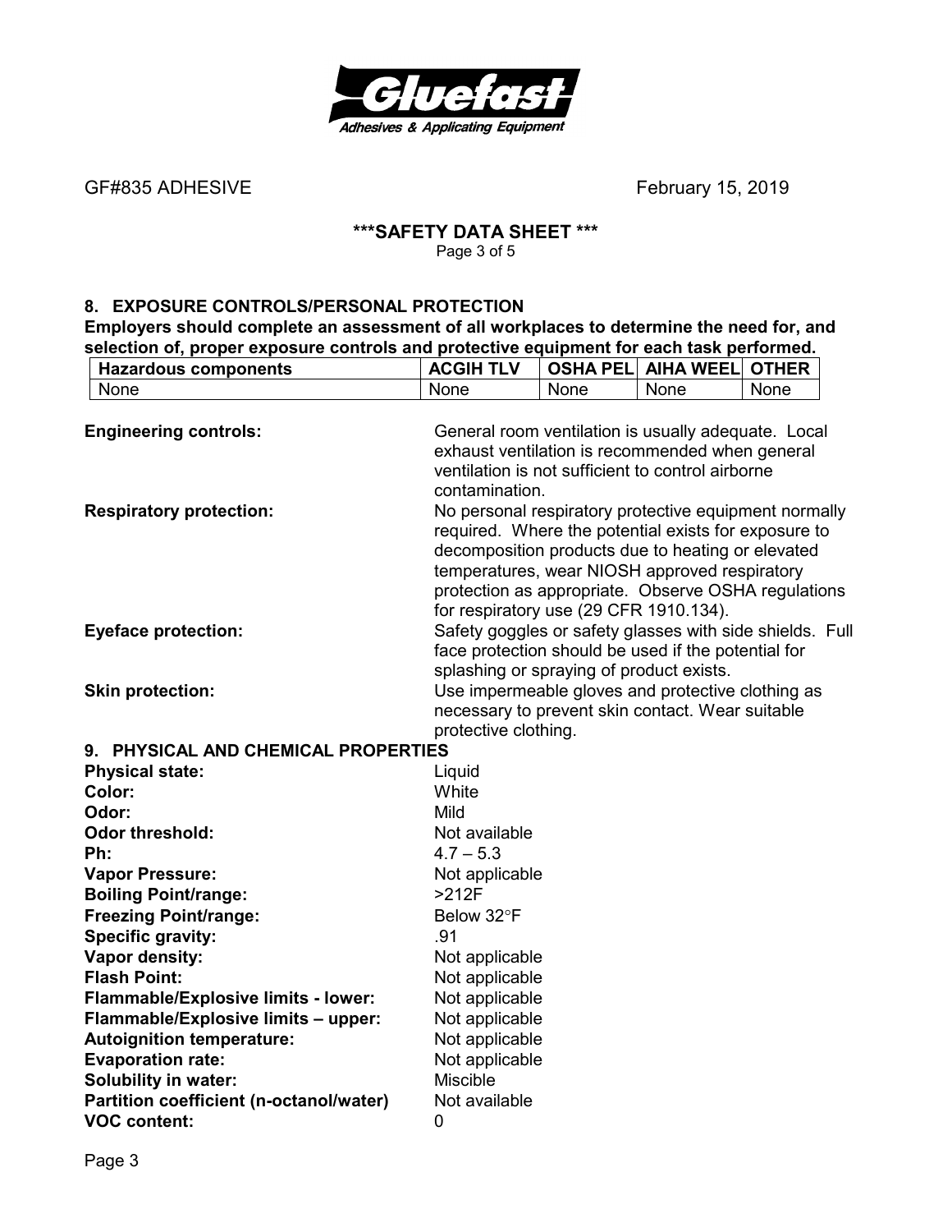GF#835 ADHESIVE February 15, 2019

## ***SAFETY DATA SHEET ***

### 8. EXPOSURE CONTROLS/PERSONAL PROTECTION

**Employers should complete an assessment of all workplaces to determine the need for, and selection of, proper exposure controls and protective equipment for each task performed.**

| Hazardous components | ACGIH TLV | OSHA PEL | AIHA WEEL | OTHER |
|---|---|---|---|---|
| None | None | None | None | None |

**Engineering controls:** General room ventilation is usually adequate. Local exhaust ventilation is recommended when general ventilation is not sufficient to control airborne contamination.

**Respiratory protection:** No personal respiratory protective equipment normally required. Where the potential exists for exposure to decomposition products due to heating or elevated temperatures, wear NIOSH approved respiratory protection as appropriate. Observe OSHA regulations for respiratory use (29 CFR 1910.134).

**Eyeface protection:** Safety goggles or safety glasses with side shields. Full face protection should be used if the potential for splashing or spraying of product exists.

**Skin protection:** Use impermeable gloves and protective clothing as necessary to prevent skin contact. Wear suitable protective clothing.

### 9. PHYSICAL AND CHEMICAL PROPERTIES

**Physical state:** Liquid
**Color:** White
**Odor:** Mild
**Odor threshold:** Not available
**Ph:** 4.7 – 5.3
**Vapor Pressure:** Not applicable
**Boiling Point/range:** >212F
**Freezing Point/range:** Below 32°F
**Specific gravity:** .91
**Vapor density:** Not applicable
**Flash Point:** Not applicable
**Flammable/Explosive limits - lower:** Not applicable
**Flammable/Explosive limits – upper:** Not applicable
**Autoignition temperature:** Not applicable
**Evaporation rate:** Not applicable
**Solubility in water:** Miscible
**Partition coefficient (n-octanol/water)** Not available
**VOC content:** 0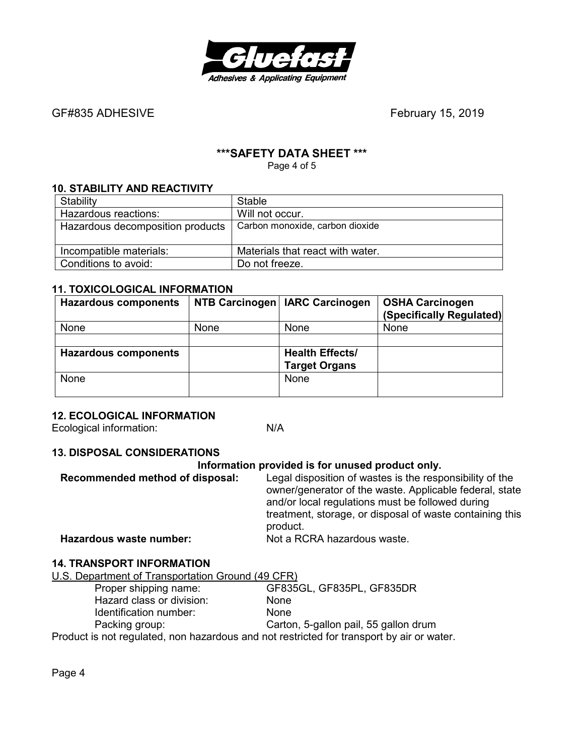# ***SAFETY DATA SHEET ***

GF#835 ADHESIVE

February 15, 2019

## 10. STABILITY AND REACTIVITY

| Stability | Stable |
|---|---|
| Hazardous reactions: | Will not occur. |
| Hazardous decomposition products | Carbon monoxide, carbon dioxide |
| Incompatible materials: | Materials that react with water. |
| Conditions to avoid: | Do not freeze. |

## 11. TOXICOLOGICAL INFORMATION

| Hazardous components | NTB Carcinogen | IARC Carcinogen | OSHA Carcinogen (Specifically Regulated) |
|---|---|---|---|
| None | None | None | None |
| | | | |
| **Hazardous components** | | **Health Effects/ Target Organs** | |
| None | | None | |

## 12. ECOLOGICAL INFORMATION

Ecological information: N/A

## 13. DISPOSAL CONSIDERATIONS

**Information provided is for unused product only.**

**Recommended method of disposal:** Legal disposition of wastes is the responsibility of the owner/generator of the waste. Applicable federal, state and/or local regulations must be followed during treatment, storage, or disposal of waste containing this product.

**Hazardous waste number:** Not a RCRA hazardous waste.

## 14. TRANSPORT INFORMATION

U.S. Department of Transportation Ground (49 CFR)

- Proper shipping name: GF835GL, GF835PL, GF835DR
- Hazard class or division: None
- Identification number: None
- Packing group: Carton, 5-gallon pail, 55 gallon drum

Product is not regulated, non hazardous and not restricted for transport by air or water.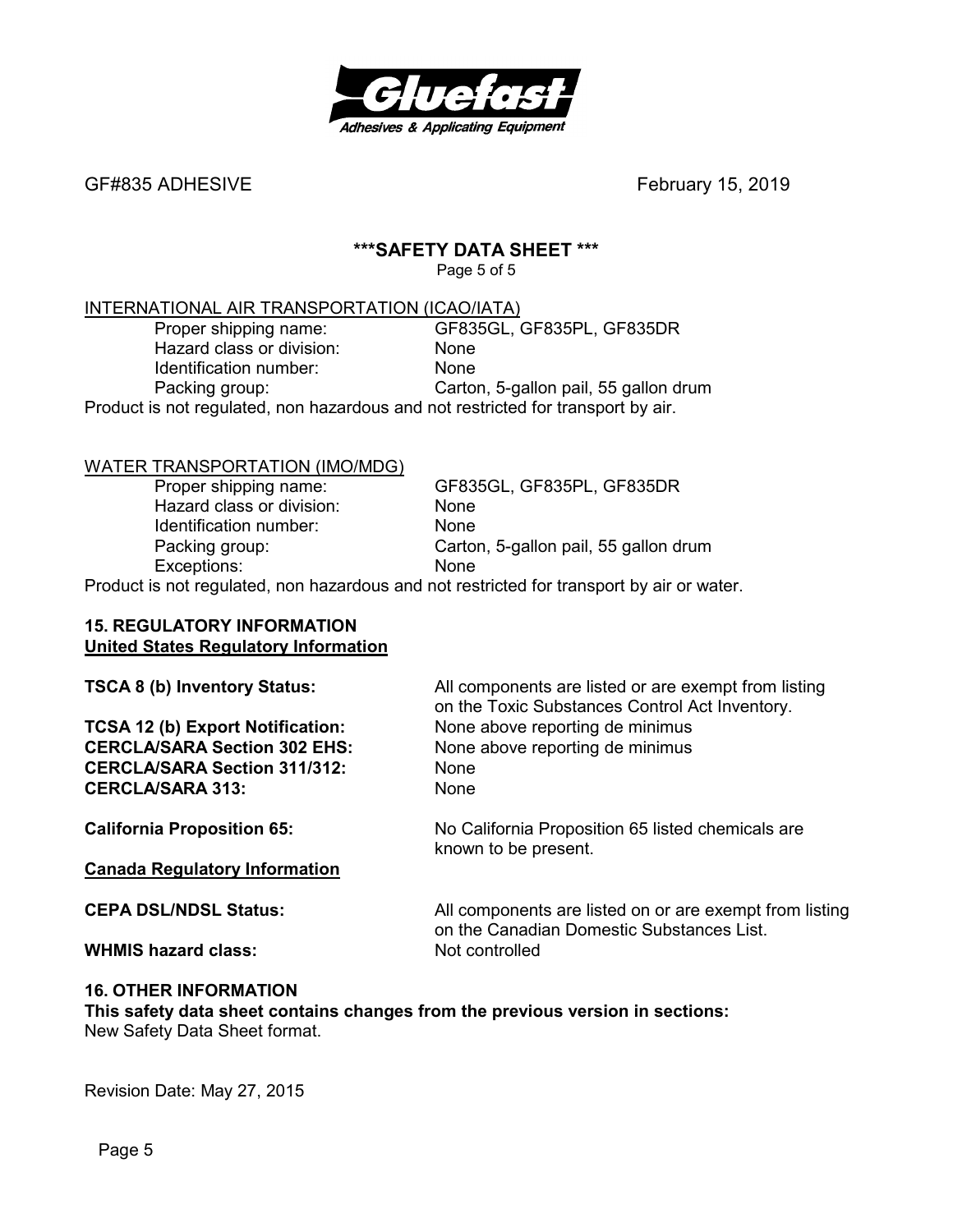GF#835 ADHESIVE February 15, 2019

**\*\*\*SAFETY DATA SHEET \*\*\***

INTERNATIONAL AIR TRANSPORTATION (ICAO/IATA)

| | |
|---|---|
| Proper shipping name: | GF835GL, GF835PL, GF835DR |
| Hazard class or division: | None |
| Identification number: | None |
| Packing group: | Carton, 5-gallon pail, 55 gallon drum |

Product is not regulated, non hazardous and not restricted for transport by air.

WATER TRANSPORTATION (IMO/MDG)

| | |
|---|---|
| Proper shipping name: | GF835GL, GF835PL, GF835DR |
| Hazard class or division: | None |
| Identification number: | None |
| Packing group: | Carton, 5-gallon pail, 55 gallon drum |
| Exceptions: | None |

Product is not regulated, non hazardous and not restricted for transport by air or water.

## 15. REGULATORY INFORMATION

### United States Regulatory Information

| | |
|---|---|
| **TSCA 8 (b) Inventory Status:** | All components are listed or are exempt from listing on the Toxic Substances Control Act Inventory. |
| **TCSA 12 (b) Export Notification:** | None above reporting de minimus |
| **CERCLA/SARA Section 302 EHS:** | None above reporting de minimus |
| **CERCLA/SARA Section 311/312:** | None |
| **CERCLA/SARA 313:** | None |
| **California Proposition 65:** | No California Proposition 65 listed chemicals are known to be present. |

### Canada Regulatory Information

| | |
|---|---|
| **CEPA DSL/NDSL Status:** | All components are listed on or are exempt from listing on the Canadian Domestic Substances List. |
| **WHMIS hazard class:** | Not controlled |

## 16. OTHER INFORMATION

**This safety data sheet contains changes from the previous version in sections:**
New Safety Data Sheet format.

Revision Date: May 27, 2015